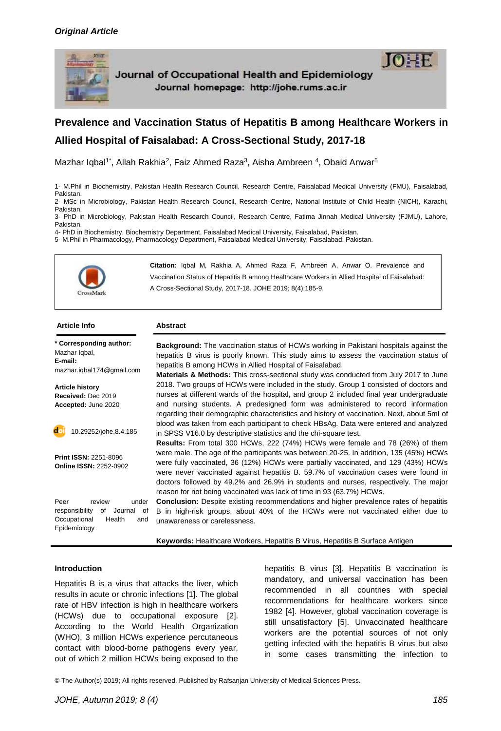*Original Article*

# Prevalence and Vaccination Status of Hepatitis B among Healthcare Workers in Allied Hospital of Faisalabad: A Cross-Sectional Study, 2017-18

Mazhar Iqbal[1*], Allah Rakhia[2], Faiz Ahmed Raza[3], Aisha Ambreen [4], Obaid Anwar[5]

1- M.Phil in Biochemistry, Pakistan Health Research Council, Research Centre, Faisalabad Medical University (FMU), Faisalabad, Pakistan.
2- MSc in Microbiology, Pakistan Health Research Council, Research Centre, National Institute of Child Health (NICH), Karachi, Pakistan.
3- PhD in Microbiology, Pakistan Health Research Council, Research Centre, Fatima Jinnah Medical University (FJMU), Lahore, Pakistan.
4- PhD in Biochemistry, Biochemistry Department, Faisalabad Medical University, Faisalabad, Pakistan.
5- M.Phil in Pharmacology, Pharmacology Department, Faisalabad Medical University, Faisalabad, Pakistan.

**Citation:** Iqbal M, Rakhia A, Ahmed Raza F, Ambreen A, Anwar O. Prevalence and Vaccination Status of Hepatitis B among Healthcare Workers in Allied Hospital of Faisalabad: A Cross-Sectional Study, 2017-18. JOHE 2019; 8(4):185-9.

**Article Info**

**\* Corresponding author:**
Mazhar Iqbal,
**E-mail:**
mazhar.iqbal174@gmail.com

**Article history**
**Received:** Dec 2019
**Accepted:** June 2020

10.29252/johe.8.4.185

**Print ISSN:** 2251-8096
**Online ISSN:** 2252-0902

Peer review under responsibility of Journal of Occupational Health and Epidemiology

## Abstract

**Background:** The vaccination status of HCWs working in Pakistani hospitals against the hepatitis B virus is poorly known. This study aims to assess the vaccination status of hepatitis B among HCWs in Allied Hospital of Faisalabad.

**Materials & Methods:** This cross-sectional study was conducted from July 2017 to June 2018. Two groups of HCWs were included in the study. Group 1 consisted of doctors and nurses at different wards of the hospital, and group 2 included final year undergraduate and nursing students. A predesigned form was administered to record information regarding their demographic characteristics and history of vaccination. Next, about 5ml of blood was taken from each participant to check HBsAg. Data were entered and analyzed in SPSS V16.0 by descriptive statistics and the chi-square test.

**Results:** From total 300 HCWs, 222 (74%) HCWs were female and 78 (26%) of them were male. The age of the participants was between 20-25. In addition, 135 (45%) HCWs were fully vaccinated, 36 (12%) HCWs were partially vaccinated, and 129 (43%) HCWs were never vaccinated against hepatitis B. 59.7% of vaccination cases were found in doctors followed by 49.2% and 26.9% in students and nurses, respectively. The major reason for not being vaccinated was lack of time in 93 (63.7%) HCWs.

**Conclusion:** Despite existing recommendations and higher prevalence rates of hepatitis B in high-risk groups, about 40% of the HCWs were not vaccinated either due to unawareness or carelessness.

**Keywords:** Healthcare Workers, Hepatitis B Virus, Hepatitis B Surface Antigen

## Introduction

Hepatitis B is a virus that attacks the liver, which results in acute or chronic infections [1]. The global rate of HBV infection is high in healthcare workers (HCWs) due to occupational exposure [2]. According to the World Health Organization (WHO), 3 million HCWs experience percutaneous contact with blood-borne pathogens every year, out of which 2 million HCWs being exposed to the hepatitis B virus [3]. Hepatitis B vaccination is mandatory, and universal vaccination has been recommended in all countries with special recommendations for healthcare workers since 1982 [4]. However, global vaccination coverage is still unsatisfactory [5]. Unvaccinated healthcare workers are the potential sources of not only getting infected with the hepatitis B virus but also in some cases transmitting the infection to

© The Author(s) 2019; All rights reserved. Published by Rafsanjan University of Medical Sciences Press.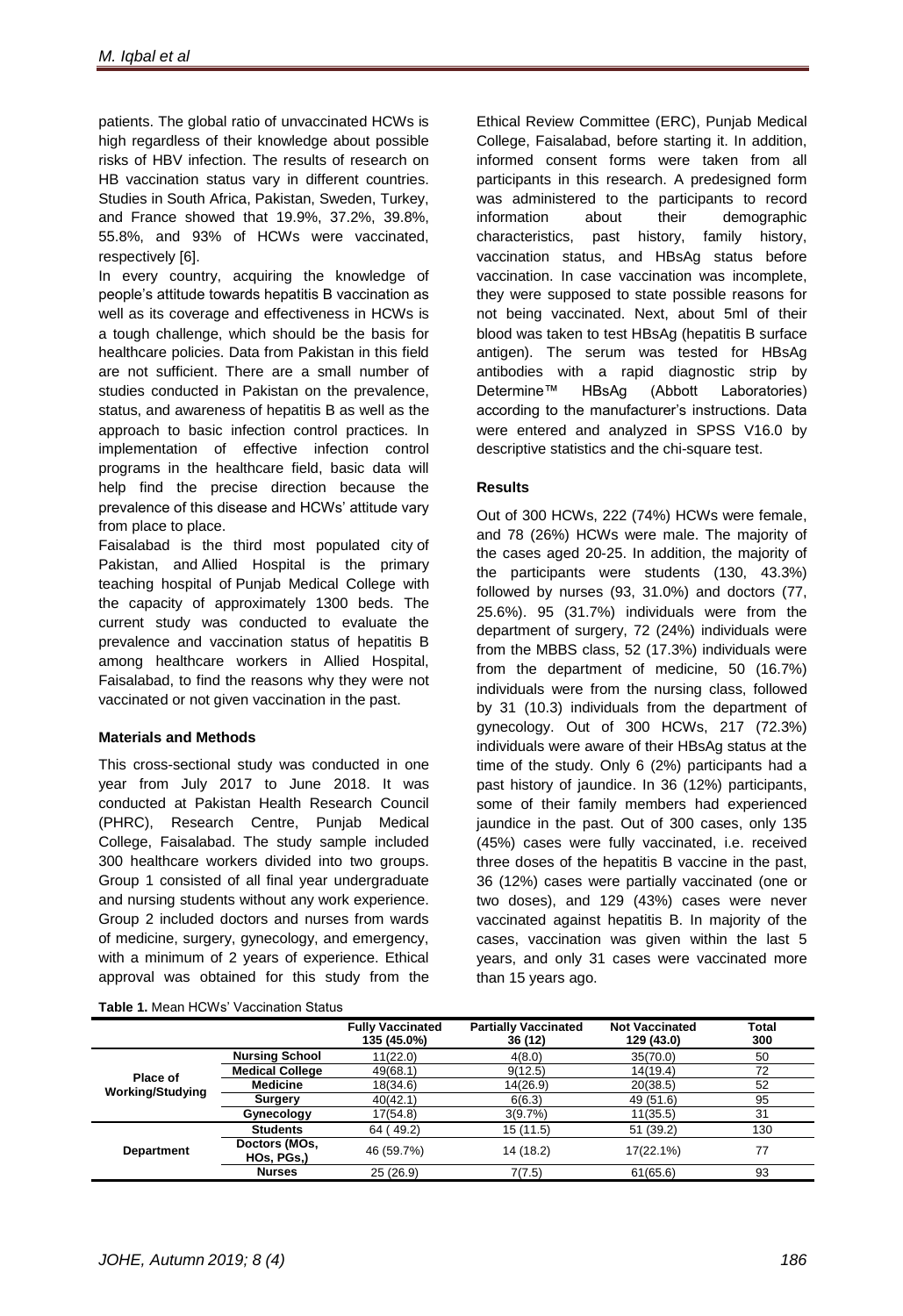patients. The global ratio of unvaccinated HCWs is high regardless of their knowledge about possible risks of HBV infection. The results of research on HB vaccination status vary in different countries. Studies in South Africa, Pakistan, Sweden, Turkey, and France showed that 19.9%, 37.2%, 39.8%, 55.8%, and 93% of HCWs were vaccinated, respectively [6].

In every country, acquiring the knowledge of people's attitude towards hepatitis B vaccination as well as its coverage and effectiveness in HCWs is a tough challenge, which should be the basis for healthcare policies. Data from Pakistan in this field are not sufficient. There are a small number of studies conducted in Pakistan on the prevalence, status, and awareness of hepatitis B as well as the approach to basic infection control practices. In implementation of effective infection control programs in the healthcare field, basic data will help find the precise direction because the prevalence of this disease and HCWs' attitude vary from place to place.

Faisalabad is the third most populated city of Pakistan, and Allied Hospital is the primary teaching hospital of Punjab Medical College with the capacity of approximately 1300 beds. The current study was conducted to evaluate the prevalence and vaccination status of hepatitis B among healthcare workers in Allied Hospital, Faisalabad, to find the reasons why they were not vaccinated or not given vaccination in the past.

### Materials and Methods

This cross-sectional study was conducted in one year from July 2017 to June 2018. It was conducted at Pakistan Health Research Council (PHRC), Research Centre, Punjab Medical College, Faisalabad. The study sample included 300 healthcare workers divided into two groups. Group 1 consisted of all final year undergraduate and nursing students without any work experience. Group 2 included doctors and nurses from wards of medicine, surgery, gynecology, and emergency, with a minimum of 2 years of experience. Ethical approval was obtained for this study from the Ethical Review Committee (ERC), Punjab Medical College, Faisalabad, before starting it. In addition, informed consent forms were taken from all participants in this research. A predesigned form was administered to the participants to record information about their demographic characteristics, past history, family history, vaccination status, and HBsAg status before vaccination. In case vaccination was incomplete, they were supposed to state possible reasons for not being vaccinated. Next, about 5ml of their blood was taken to test HBsAg (hepatitis B surface antigen). The serum was tested for HBsAg antibodies with a rapid diagnostic strip by Determine™ HBsAg (Abbott Laboratories) according to the manufacturer's instructions. Data were entered and analyzed in SPSS V16.0 by descriptive statistics and the chi-square test.

### Results

Out of 300 HCWs, 222 (74%) HCWs were female, and 78 (26%) HCWs were male. The majority of the cases aged 20-25. In addition, the majority of the participants were students (130, 43.3%) followed by nurses (93, 31.0%) and doctors (77, 25.6%). 95 (31.7%) individuals were from the department of surgery, 72 (24%) individuals were from the MBBS class, 52 (17.3%) individuals were from the department of medicine, 50 (16.7%) individuals were from the nursing class, followed by 31 (10.3) individuals from the department of gynecology. Out of 300 HCWs, 217 (72.3%) individuals were aware of their HBsAg status at the time of the study. Only 6 (2%) participants had a past history of jaundice. In 36 (12%) participants, some of their family members had experienced jaundice in the past. Out of 300 cases, only 135 (45%) cases were fully vaccinated, i.e. received three doses of the hepatitis B vaccine in the past, 36 (12%) cases were partially vaccinated (one or two doses), and 129 (43%) cases were never vaccinated against hepatitis B. In majority of the cases, vaccination was given within the last 5 years, and only 31 cases were vaccinated more than 15 years ago.

**Table 1.** Mean HCWs' Vaccination Status

| | | Fully Vaccinated 135 (45.0%) | Partially Vaccinated 36 (12) | Not Vaccinated 129 (43.0) | Total 300 |
|---|---|---|---|---|---|
| Place of Working/Studying | Nursing School | 11(22.0) | 4(8.0) | 35(70.0) | 50 |
| | Medical College | 49(68.1) | 9(12.5) | 14(19.4) | 72 |
| | Medicine | 18(34.6) | 14(26.9) | 20(38.5) | 52 |
| | Surgery | 40(42.1) | 6(6.3) | 49 (51.6) | 95 |
| | Gynecology | 17(54.8) | 3(9.7%) | 11(35.5) | 31 |
| Department | Students | 64 ( 49.2) | 15 (11.5) | 51 (39.2) | 130 |
| | Doctors (MOs, HOs, PGs,) | 46 (59.7%) | 14 (18.2) | 17(22.1%) | 77 |
| | Nurses | 25 (26.9) | 7(7.5) | 61(65.6) | 93 |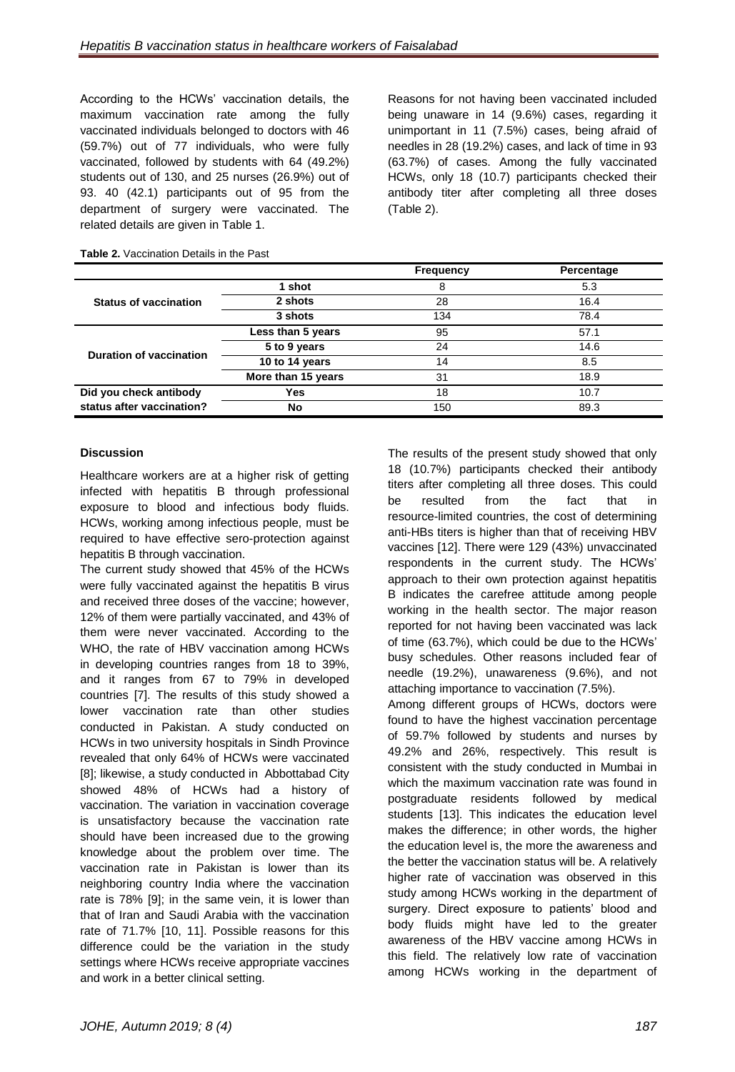According to the HCWs' vaccination details, the maximum vaccination rate among the fully vaccinated individuals belonged to doctors with 46 (59.7%) out of 77 individuals, who were fully vaccinated, followed by students with 64 (49.2%) students out of 130, and 25 nurses (26.9%) out of 93. 40 (42.1) participants out of 95 from the department of surgery were vaccinated. The related details are given in Table 1.

Reasons for not having been vaccinated included being unaware in 14 (9.6%) cases, regarding it unimportant in 11 (7.5%) cases, being afraid of needles in 28 (19.2%) cases, and lack of time in 93 (63.7%) of cases. Among the fully vaccinated HCWs, only 18 (10.7) participants checked their antibody titer after completing all three doses (Table 2).

**Table 2.** Vaccination Details in the Past

| | | Frequency | Percentage |
|---|---|---|---|
| **Status of vaccination** | **1 shot** | 8 | 5.3 |
| | **2 shots** | 28 | 16.4 |
| | **3 shots** | 134 | 78.4 |
| **Duration of vaccination** | **Less than 5 years** | 95 | 57.1 |
| | **5 to 9 years** | 24 | 14.6 |
| | **10 to 14 years** | 14 | 8.5 |
| | **More than 15 years** | 31 | 18.9 |
| **Did you check antibody status after vaccination?** | **Yes** | 18 | 10.7 |
| | **No** | 150 | 89.3 |

## Discussion

Healthcare workers are at a higher risk of getting infected with hepatitis B through professional exposure to blood and infectious body fluids. HCWs, working among infectious people, must be required to have effective sero-protection against hepatitis B through vaccination.

The current study showed that 45% of the HCWs were fully vaccinated against the hepatitis B virus and received three doses of the vaccine; however, 12% of them were partially vaccinated, and 43% of them were never vaccinated. According to the WHO, the rate of HBV vaccination among HCWs in developing countries ranges from 18 to 39%, and it ranges from 67 to 79% in developed countries [7]. The results of this study showed a lower vaccination rate than other studies conducted in Pakistan. A study conducted on HCWs in two university hospitals in Sindh Province revealed that only 64% of HCWs were vaccinated [8]; likewise, a study conducted in Abbottabad City showed 48% of HCWs had a history of vaccination. The variation in vaccination coverage is unsatisfactory because the vaccination rate should have been increased due to the growing knowledge about the problem over time. The vaccination rate in Pakistan is lower than its neighboring country India where the vaccination rate is 78% [9]; in the same vein, it is lower than that of Iran and Saudi Arabia with the vaccination rate of 71.7% [10, 11]. Possible reasons for this difference could be the variation in the study settings where HCWs receive appropriate vaccines and work in a better clinical setting.

The results of the present study showed that only 18 (10.7%) participants checked their antibody titers after completing all three doses. This could be resulted from the fact that in resource-limited countries, the cost of determining anti-HBs titers is higher than that of receiving HBV vaccines [12]. There were 129 (43%) unvaccinated respondents in the current study. The HCWs' approach to their own protection against hepatitis B indicates the carefree attitude among people working in the health sector. The major reason reported for not having been vaccinated was lack of time (63.7%), which could be due to the HCWs' busy schedules. Other reasons included fear of needle (19.2%), unawareness (9.6%), and not attaching importance to vaccination (7.5%).

Among different groups of HCWs, doctors were found to have the highest vaccination percentage of 59.7% followed by students and nurses by 49.2% and 26%, respectively. This result is consistent with the study conducted in Mumbai in which the maximum vaccination rate was found in postgraduate residents followed by medical students [13]. This indicates the education level makes the difference; in other words, the higher the education level is, the more the awareness and the better the vaccination status will be. A relatively higher rate of vaccination was observed in this study among HCWs working in the department of surgery. Direct exposure to patients' blood and body fluids might have led to the greater awareness of the HBV vaccine among HCWs in this field. The relatively low rate of vaccination among HCWs working in the department of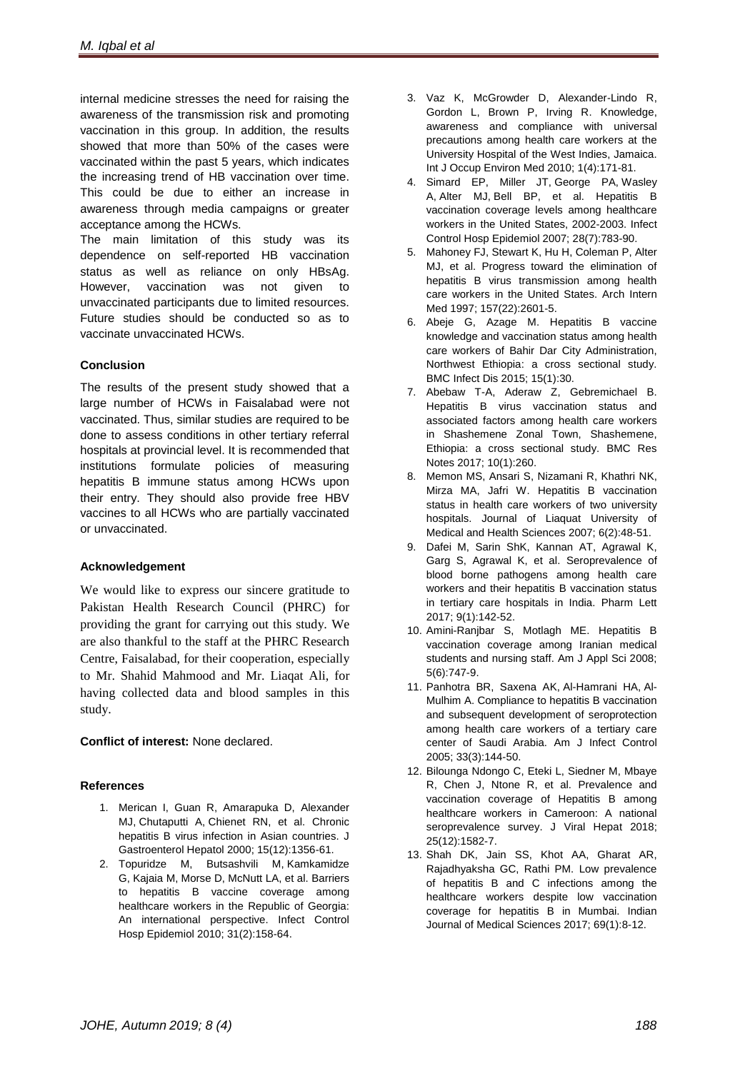internal medicine stresses the need for raising the awareness of the transmission risk and promoting vaccination in this group. In addition, the results showed that more than 50% of the cases were vaccinated within the past 5 years, which indicates the increasing trend of HB vaccination over time. This could be due to either an increase in awareness through media campaigns or greater acceptance among the HCWs.

The main limitation of this study was its dependence on self-reported HB vaccination status as well as reliance on only HBsAg. However, vaccination was not given to unvaccinated participants due to limited resources. Future studies should be conducted so as to vaccinate unvaccinated HCWs.

**Conclusion**

The results of the present study showed that a large number of HCWs in Faisalabad were not vaccinated. Thus, similar studies are required to be done to assess conditions in other tertiary referral hospitals at provincial level. It is recommended that institutions formulate policies of measuring hepatitis B immune status among HCWs upon their entry. They should also provide free HBV vaccines to all HCWs who are partially vaccinated or unvaccinated.

**Acknowledgement**

We would like to express our sincere gratitude to Pakistan Health Research Council (PHRC) for providing the grant for carrying out this study. We are also thankful to the staff at the PHRC Research Centre, Faisalabad, for their cooperation, especially to Mr. Shahid Mahmood and Mr. Liaqat Ali, for having collected data and blood samples in this study.

**Conflict of interest:** None declared.

**References**

1. Merican I, Guan R, Amarapuka D, Alexander MJ, Chutaputti A, Chienet RN, et al. Chronic hepatitis B virus infection in Asian countries. J Gastroenterol Hepatol 2000; 15(12):1356-61.
2. Topuridze M, Butsashvili M, Kamkamidze G, Kajaia M, Morse D, McNutt LA, et al. Barriers to hepatitis B vaccine coverage among healthcare workers in the Republic of Georgia: An international perspective. Infect Control Hosp Epidemiol 2010; 31(2):158-64.
3. Vaz K, McGrowder D, Alexander-Lindo R, Gordon L, Brown P, Irving R. Knowledge, awareness and compliance with universal precautions among health care workers at the University Hospital of the West Indies, Jamaica. Int J Occup Environ Med 2010; 1(4):171-81.
4. Simard EP, Miller JT, George PA, Wasley A, Alter MJ, Bell BP, et al. Hepatitis B vaccination coverage levels among healthcare workers in the United States, 2002-2003. Infect Control Hosp Epidemiol 2007; 28(7):783-90.
5. Mahoney FJ, Stewart K, Hu H, Coleman P, Alter MJ, et al. Progress toward the elimination of hepatitis B virus transmission among health care workers in the United States. Arch Intern Med 1997; 157(22):2601-5.
6. Abeje G, Azage M. Hepatitis B vaccine knowledge and vaccination status among health care workers of Bahir Dar City Administration, Northwest Ethiopia: a cross sectional study. BMC Infect Dis 2015; 15(1):30.
7. Abebaw T-A, Aderaw Z, Gebremichael B. Hepatitis B virus vaccination status and associated factors among health care workers in Shashemene Zonal Town, Shashemene, Ethiopia: a cross sectional study. BMC Res Notes 2017; 10(1):260.
8. Memon MS, Ansari S, Nizamani R, Khathri NK, Mirza MA, Jafri W. Hepatitis B vaccination status in health care workers of two university hospitals. Journal of Liaquat University of Medical and Health Sciences 2007; 6(2):48-51.
9. Dafei M, Sarin ShK, Kannan AT, Agrawal K, Garg S, Agrawal K, et al. Seroprevalence of blood borne pathogens among health care workers and their hepatitis B vaccination status in tertiary care hospitals in India. Pharm Lett 2017; 9(1):142-52.
10. Amini-Ranjbar S, Motlagh ME. Hepatitis B vaccination coverage among Iranian medical students and nursing staff. Am J Appl Sci 2008; 5(6):747-9.
11. Panhotra BR, Saxena AK, Al-Hamrani HA, Al-Mulhim A. Compliance to hepatitis B vaccination and subsequent development of seroprotection among health care workers of a tertiary care center of Saudi Arabia. Am J Infect Control 2005; 33(3):144-50.
12. Bilounga Ndongo C, Eteki L, Siedner M, Mbaye R, Chen J, Ntone R, et al. Prevalence and vaccination coverage of Hepatitis B among healthcare workers in Cameroon: A national seroprevalence survey. J Viral Hepat 2018; 25(12):1582-7.
13. Shah DK, Jain SS, Khot AA, Gharat AR, Rajadhyaksha GC, Rathi PM. Low prevalence of hepatitis B and C infections among the healthcare workers despite low vaccination coverage for hepatitis B in Mumbai. Indian Journal of Medical Sciences 2017; 69(1):8-12.